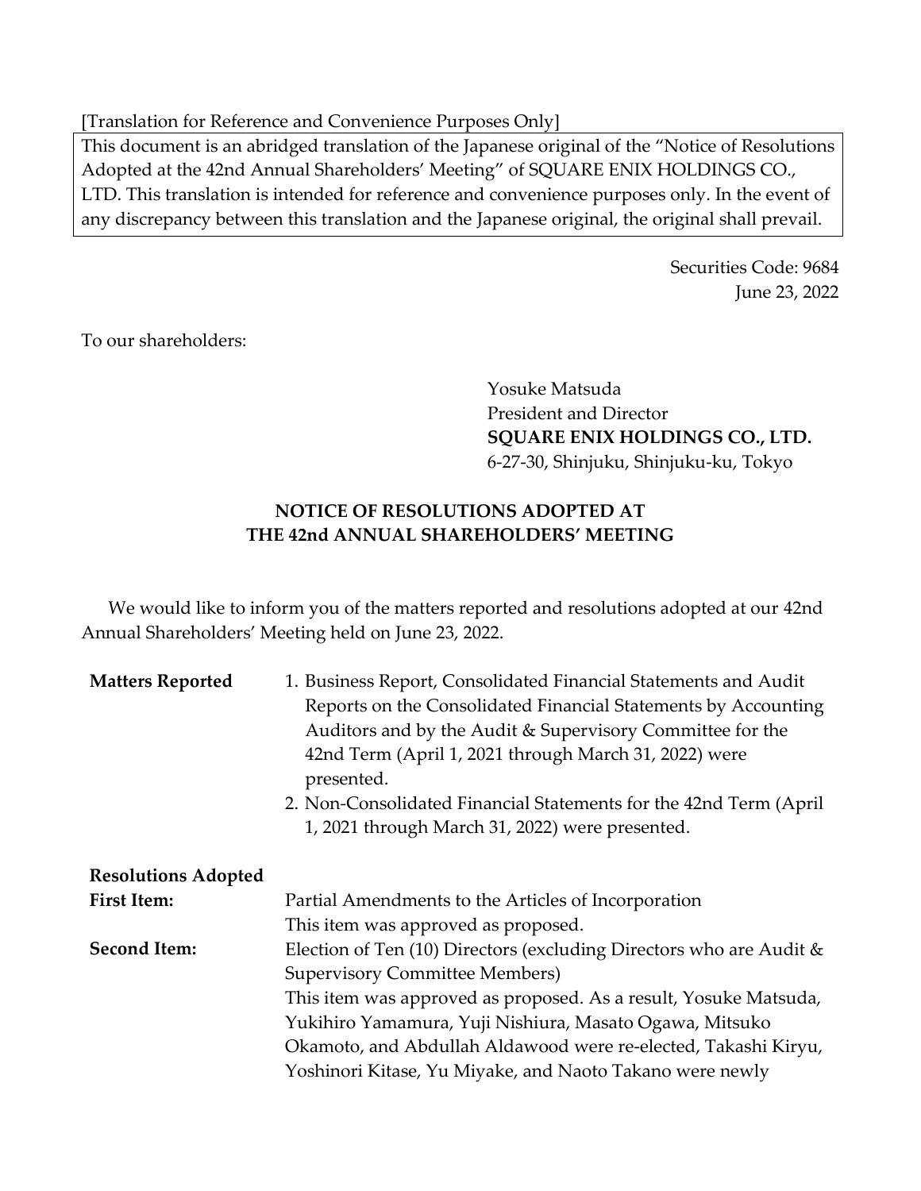[Translation for Reference and Convenience Purposes Only]

This document is an abridged translation of the Japanese original of the "Notice of Resolutions Adopted at the 42nd Annual Shareholders' Meeting" of SQUARE ENIX HOLDINGS CO., LTD. This translation is intended for reference and convenience purposes only. In the event of any discrepancy between this translation and the Japanese original, the original shall prevail.

Securities Code: 9684
June 23, 2022

To our shareholders:

Yosuke Matsuda
President and Director
**SQUARE ENIX HOLDINGS CO., LTD.**
6-27-30, Shinjuku, Shinjuku-ku, Tokyo

# NOTICE OF RESOLUTIONS ADOPTED AT THE 42nd ANNUAL SHAREHOLDERS' MEETING

We would like to inform you of the matters reported and resolutions adopted at our 42nd Annual Shareholders' Meeting held on June 23, 2022.

**Matters Reported**

1. Business Report, Consolidated Financial Statements and Audit Reports on the Consolidated Financial Statements by Accounting Auditors and by the Audit & Supervisory Committee for the 42nd Term (April 1, 2021 through March 31, 2022) were presented.
2. Non-Consolidated Financial Statements for the 42nd Term (April 1, 2021 through March 31, 2022) were presented.

**Resolutions Adopted**

**First Item:** Partial Amendments to the Articles of Incorporation
This item was approved as proposed.

**Second Item:** Election of Ten (10) Directors (excluding Directors who are Audit & Supervisory Committee Members)
This item was approved as proposed. As a result, Yosuke Matsuda, Yukihiro Yamamura, Yuji Nishiura, Masato Ogawa, Mitsuko Okamoto, and Abdullah Aldawood were re-elected, Takashi Kiryu, Yoshinori Kitase, Yu Miyake, and Naoto Takano were newly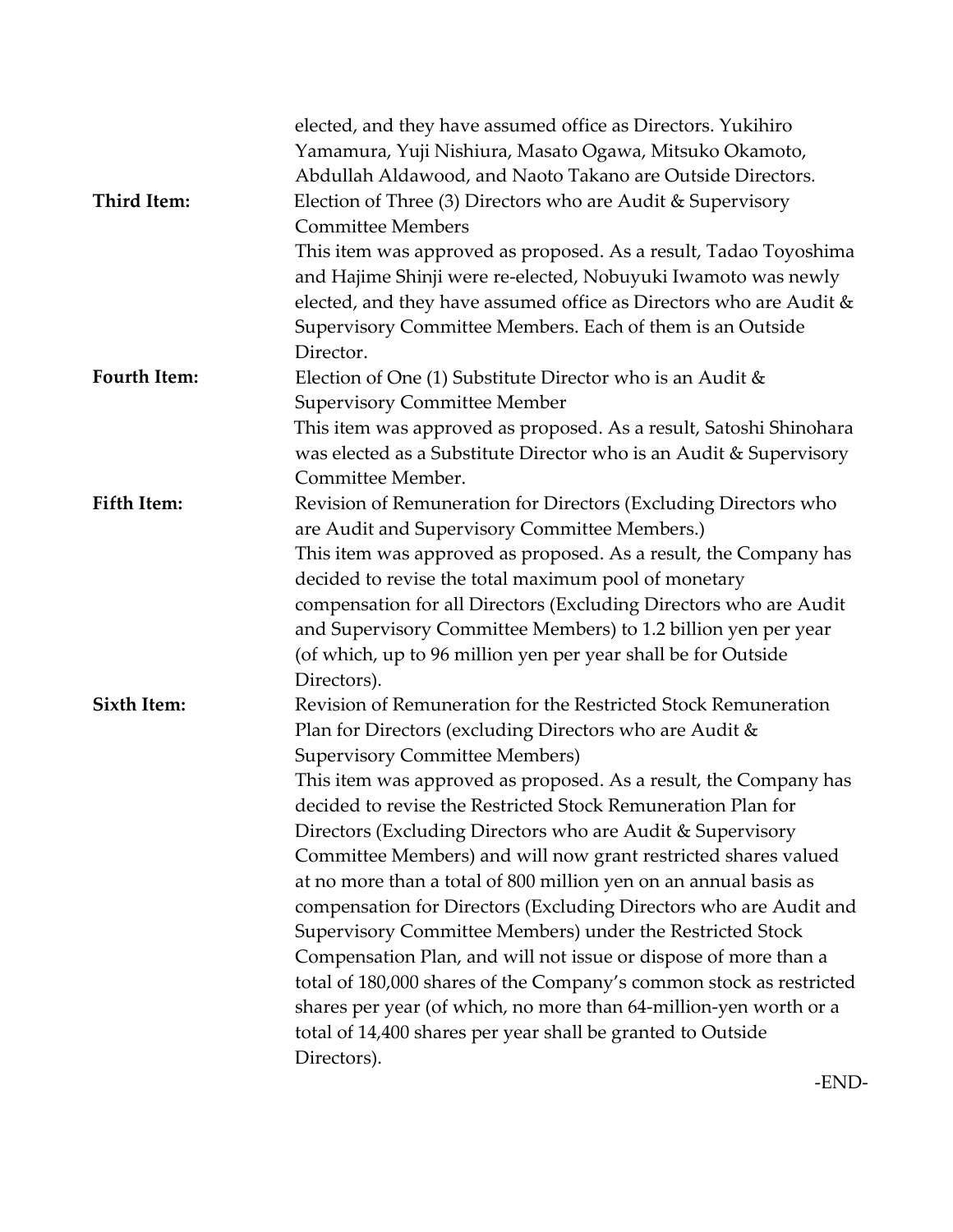elected, and they have assumed office as Directors. Yukihiro Yamamura, Yuji Nishiura, Masato Ogawa, Mitsuko Okamoto, Abdullah Aldawood, and Naoto Takano are Outside Directors.

**Third Item:** Election of Three (3) Directors who are Audit & Supervisory Committee Members

This item was approved as proposed. As a result, Tadao Toyoshima and Hajime Shinji were re-elected, Nobuyuki Iwamoto was newly elected, and they have assumed office as Directors who are Audit & Supervisory Committee Members. Each of them is an Outside Director.

**Fourth Item:** Election of One (1) Substitute Director who is an Audit & Supervisory Committee Member

This item was approved as proposed. As a result, Satoshi Shinohara was elected as a Substitute Director who is an Audit & Supervisory Committee Member.

**Fifth Item:** Revision of Remuneration for Directors (Excluding Directors who are Audit and Supervisory Committee Members.)

This item was approved as proposed. As a result, the Company has decided to revise the total maximum pool of monetary compensation for all Directors (Excluding Directors who are Audit and Supervisory Committee Members) to 1.2 billion yen per year (of which, up to 96 million yen per year shall be for Outside Directors).

**Sixth Item:** Revision of Remuneration for the Restricted Stock Remuneration Plan for Directors (excluding Directors who are Audit & Supervisory Committee Members)

This item was approved as proposed. As a result, the Company has decided to revise the Restricted Stock Remuneration Plan for Directors (Excluding Directors who are Audit & Supervisory Committee Members) and will now grant restricted shares valued at no more than a total of 800 million yen on an annual basis as compensation for Directors (Excluding Directors who are Audit and Supervisory Committee Members) under the Restricted Stock Compensation Plan, and will not issue or dispose of more than a total of 180,000 shares of the Company's common stock as restricted shares per year (of which, no more than 64-million-yen worth or a total of 14,400 shares per year shall be granted to Outside Directors).

-END-